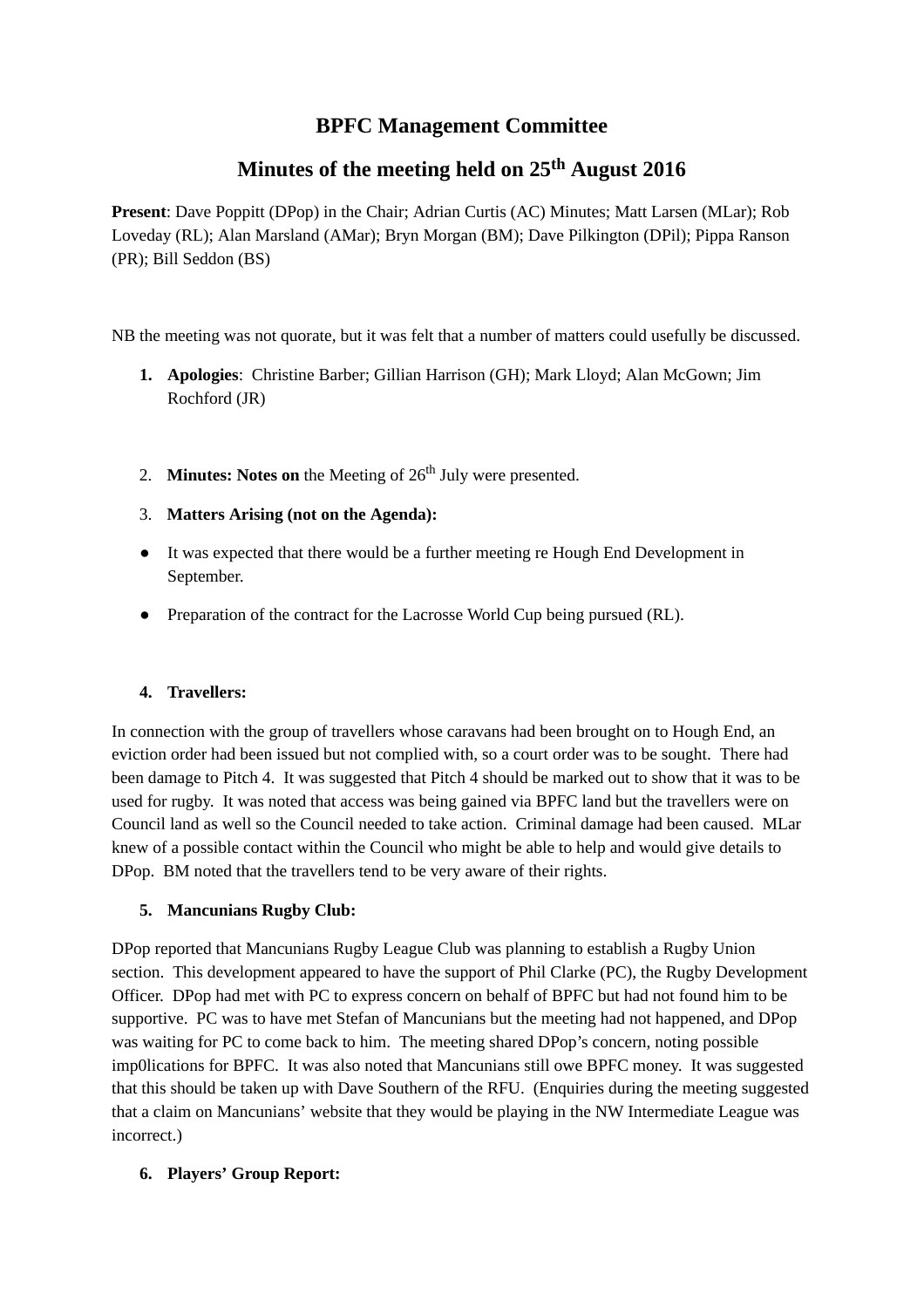# BPFC Management Committee

## Minutes of the meeting held on 25th August 2016

**Present**: Dave Poppitt (DPop) in the Chair; Adrian Curtis (AC) Minutes; Matt Larsen (MLar); Rob Loveday (RL); Alan Marsland (AMar); Bryn Morgan (BM); Dave Pilkington (DPil); Pippa Ranson (PR); Bill Seddon (BS)

NB the meeting was not quorate, but it was felt that a number of matters could usefully be discussed.

1. **Apologies**: Christine Barber; Gillian Harrison (GH); Mark Lloyd; Alan McGown; Jim Rochford (JR)

2. **Minutes: Notes on** the Meeting of 26th July were presented.

3. **Matters Arising (not on the Agenda):**

- It was expected that there would be a further meeting re Hough End Development in September.
- Preparation of the contract for the Lacrosse World Cup being pursued (RL).

4. **Travellers:**

In connection with the group of travellers whose caravans had been brought on to Hough End, an eviction order had been issued but not complied with, so a court order was to be sought. There had been damage to Pitch 4. It was suggested that Pitch 4 should be marked out to show that it was to be used for rugby. It was noted that access was being gained via BPFC land but the travellers were on Council land as well so the Council needed to take action. Criminal damage had been caused. MLar knew of a possible contact within the Council who might be able to help and would give details to DPop. BM noted that the travellers tend to be very aware of their rights.

5. **Mancunians Rugby Club:**

DPop reported that Mancunians Rugby League Club was planning to establish a Rugby Union section. This development appeared to have the support of Phil Clarke (PC), the Rugby Development Officer. DPop had met with PC to express concern on behalf of BPFC but had not found him to be supportive. PC was to have met Stefan of Mancunians but the meeting had not happened, and DPop was waiting for PC to come back to him. The meeting shared DPop's concern, noting possible imp0lications for BPFC. It was also noted that Mancunians still owe BPFC money. It was suggested that this should be taken up with Dave Southern of the RFU. (Enquiries during the meeting suggested that a claim on Mancunians' website that they would be playing in the NW Intermediate League was incorrect.)

6. **Players' Group Report:**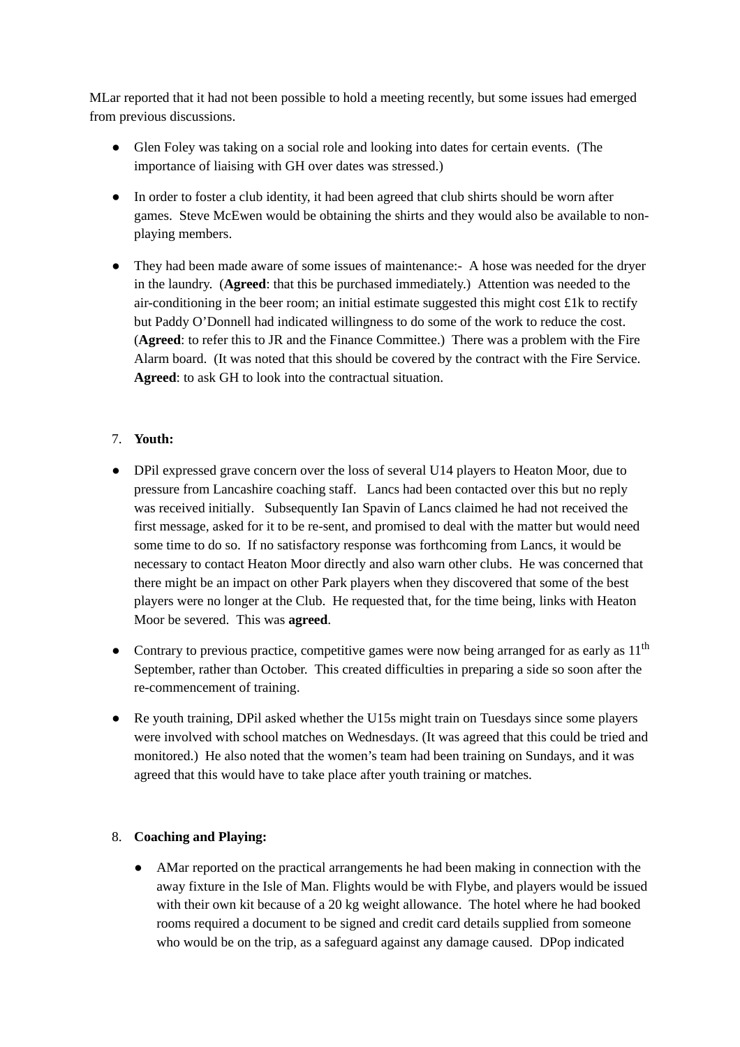MLar reported that it had not been possible to hold a meeting recently, but some issues had emerged from previous discussions.

- Glen Foley was taking on a social role and looking into dates for certain events. (The importance of liaising with GH over dates was stressed.)

- In order to foster a club identity, it had been agreed that club shirts should be worn after games. Steve McEwen would be obtaining the shirts and they would also be available to non-playing members.

- They had been made aware of some issues of maintenance:- A hose was needed for the dryer in the laundry. (**Agreed**: that this be purchased immediately.) Attention was needed to the air-conditioning in the beer room; an initial estimate suggested this might cost £1k to rectify but Paddy O'Donnell had indicated willingness to do some of the work to reduce the cost. (**Agreed**: to refer this to JR and the Finance Committee.) There was a problem with the Fire Alarm board. (It was noted that this should be covered by the contract with the Fire Service. **Agreed**: to ask GH to look into the contractual situation.

7. **Youth:**

- DPil expressed grave concern over the loss of several U14 players to Heaton Moor, due to pressure from Lancashire coaching staff. Lancs had been contacted over this but no reply was received initially. Subsequently Ian Spavin of Lancs claimed he had not received the first message, asked for it to be re-sent, and promised to deal with the matter but would need some time to do so. If no satisfactory response was forthcoming from Lancs, it would be necessary to contact Heaton Moor directly and also warn other clubs. He was concerned that there might be an impact on other Park players when they discovered that some of the best players were no longer at the Club. He requested that, for the time being, links with Heaton Moor be severed. This was **agreed**.

- Contrary to previous practice, competitive games were now being arranged for as early as 11th September, rather than October. This created difficulties in preparing a side so soon after the re-commencement of training.

- Re youth training, DPil asked whether the U15s might train on Tuesdays since some players were involved with school matches on Wednesdays. (It was agreed that this could be tried and monitored.) He also noted that the women's team had been training on Sundays, and it was agreed that this would have to take place after youth training or matches.

8. **Coaching and Playing:**

    - AMar reported on the practical arrangements he had been making in connection with the away fixture in the Isle of Man. Flights would be with Flybe, and players would be issued with their own kit because of a 20 kg weight allowance. The hotel where he had booked rooms required a document to be signed and credit card details supplied from someone who would be on the trip, as a safeguard against any damage caused. DPop indicated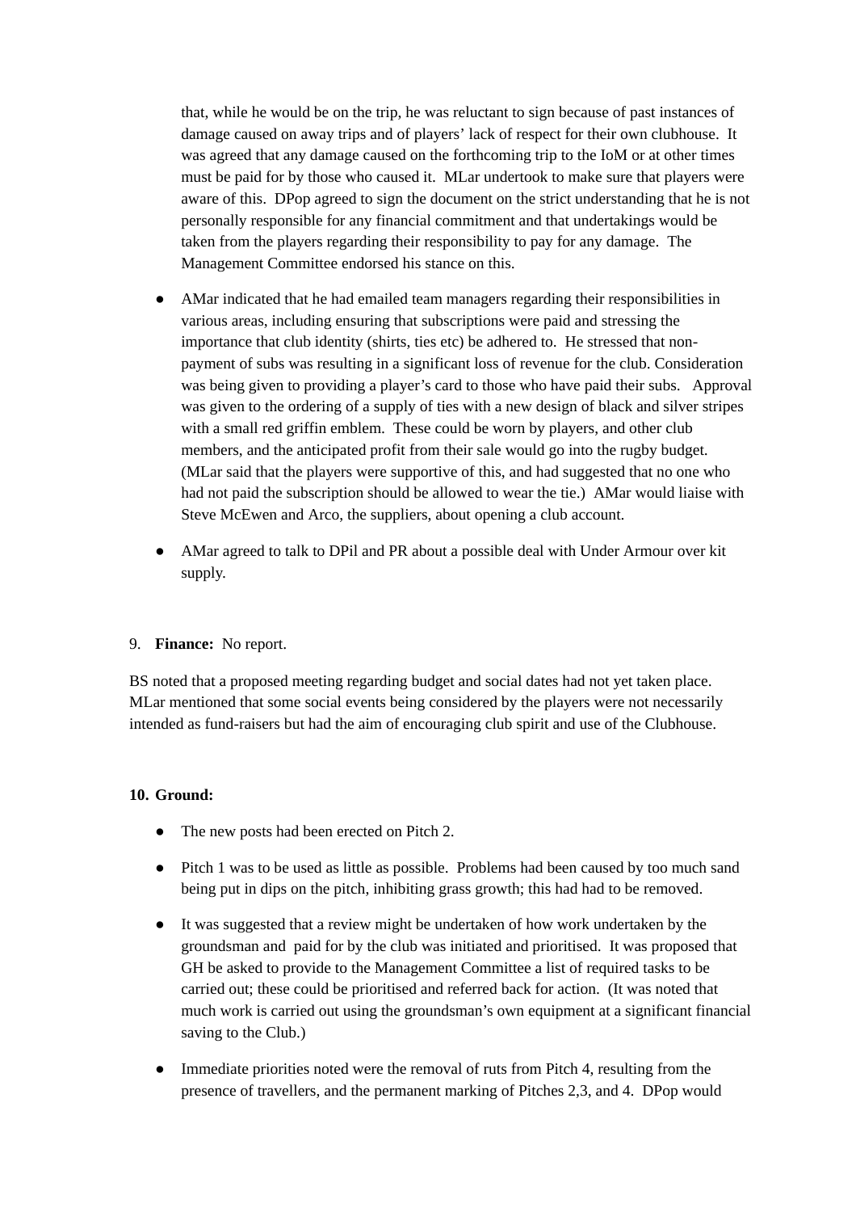that, while he would be on the trip, he was reluctant to sign because of past instances of damage caused on away trips and of players' lack of respect for their own clubhouse. It was agreed that any damage caused on the forthcoming trip to the IoM or at other times must be paid for by those who caused it. MLar undertook to make sure that players were aware of this. DPop agreed to sign the document on the strict understanding that he is not personally responsible for any financial commitment and that undertakings would be taken from the players regarding their responsibility to pay for any damage. The Management Committee endorsed his stance on this.

- AMar indicated that he had emailed team managers regarding their responsibilities in various areas, including ensuring that subscriptions were paid and stressing the importance that club identity (shirts, ties etc) be adhered to. He stressed that non-payment of subs was resulting in a significant loss of revenue for the club. Consideration was being given to providing a player's card to those who have paid their subs. Approval was given to the ordering of a supply of ties with a new design of black and silver stripes with a small red griffin emblem. These could be worn by players, and other club members, and the anticipated profit from their sale would go into the rugby budget. (MLar said that the players were supportive of this, and had suggested that no one who had not paid the subscription should be allowed to wear the tie.) AMar would liaise with Steve McEwen and Arco, the suppliers, about opening a club account.

- AMar agreed to talk to DPil and PR about a possible deal with Under Armour over kit supply.

9. **Finance:** No report.

BS noted that a proposed meeting regarding budget and social dates had not yet taken place. MLar mentioned that some social events being considered by the players were not necessarily intended as fund-raisers but had the aim of encouraging club spirit and use of the Clubhouse.

**10. Ground:**

- The new posts had been erected on Pitch 2.

- Pitch 1 was to be used as little as possible. Problems had been caused by too much sand being put in dips on the pitch, inhibiting grass growth; this had had to be removed.

- It was suggested that a review might be undertaken of how work undertaken by the groundsman and paid for by the club was initiated and prioritised. It was proposed that GH be asked to provide to the Management Committee a list of required tasks to be carried out; these could be prioritised and referred back for action. (It was noted that much work is carried out using the groundsman's own equipment at a significant financial saving to the Club.)

- Immediate priorities noted were the removal of ruts from Pitch 4, resulting from the presence of travellers, and the permanent marking of Pitches 2,3, and 4. DPop would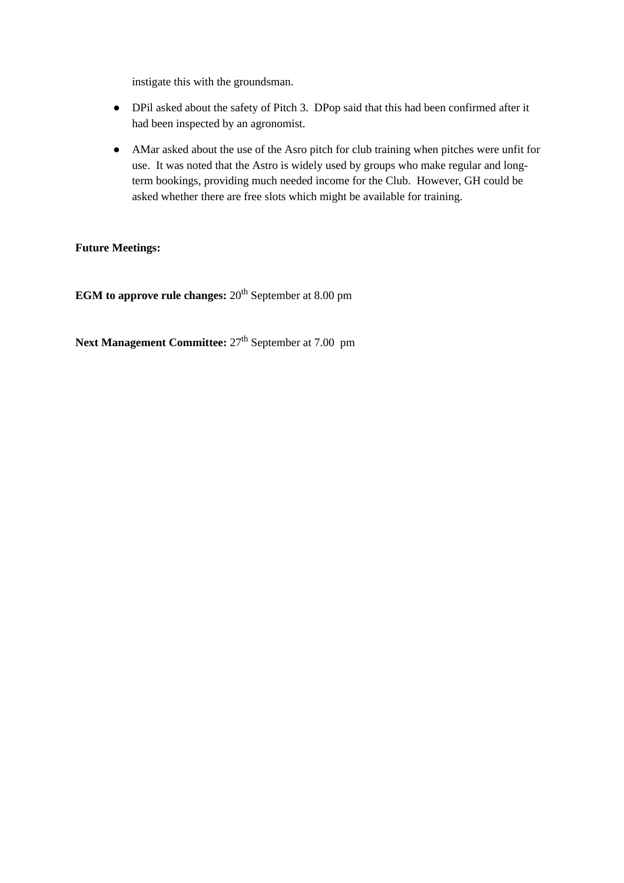instigate this with the groundsman.

- DPil asked about the safety of Pitch 3. DPop said that this had been confirmed after it had been inspected by an agronomist.
- AMar asked about the use of the Asro pitch for club training when pitches were unfit for use. It was noted that the Astro is widely used by groups who make regular and long-term bookings, providing much needed income for the Club. However, GH could be asked whether there are free slots which might be available for training.

**Future Meetings:**

**EGM to approve rule changes:** 20th September at 8.00 pm

**Next Management Committee:** 27th September at 7.00 pm